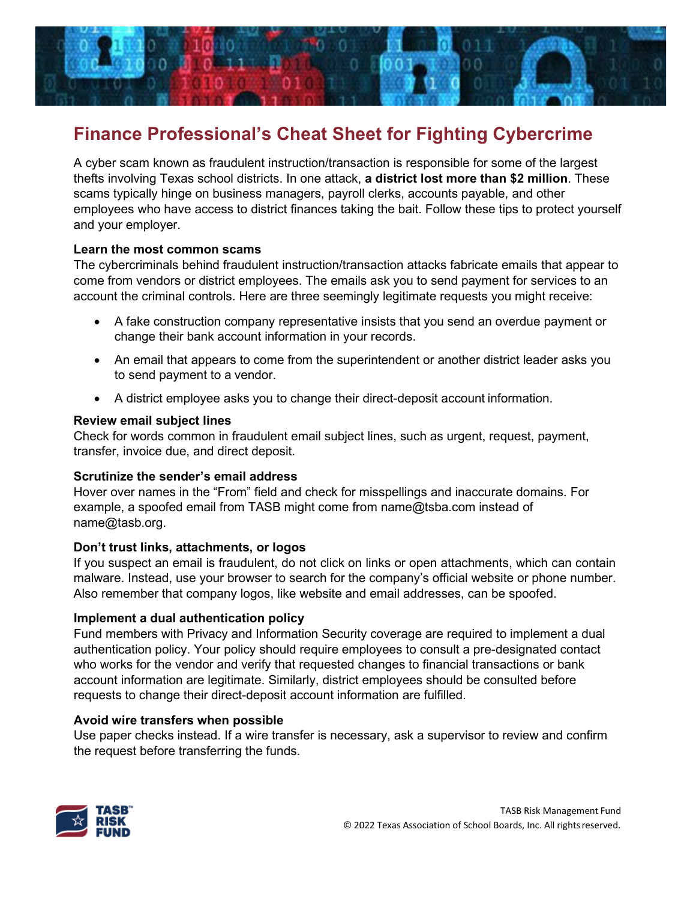# Finance Professional's Cheat Sheet for Fighting Cybercrime

A cyber scam known as fraudulent instruction/transaction is responsible for some of the largest thefts involving Texas school districts. In one attack, **a district lost more than $2 million**. These scams typically hinge on business managers, payroll clerks, accounts payable, and other employees who have access to district finances taking the bait. Follow these tips to protect yourself and your employer.

**Learn the most common scams**

The cybercriminals behind fraudulent instruction/transaction attacks fabricate emails that appear to come from vendors or district employees. The emails ask you to send payment for services to an account the criminal controls. Here are three seemingly legitimate requests you might receive:

- A fake construction company representative insists that you send an overdue payment or change their bank account information in your records.
- An email that appears to come from the superintendent or another district leader asks you to send payment to a vendor.
- A district employee asks you to change their direct-deposit account information.

**Review email subject lines**

Check for words common in fraudulent email subject lines, such as urgent, request, payment, transfer, invoice due, and direct deposit.

**Scrutinize the sender's email address**

Hover over names in the "From" field and check for misspellings and inaccurate domains. For example, a spoofed email from TASB might come from name@tsba.com instead of name@tasb.org.

**Don't trust links, attachments, or logos**

If you suspect an email is fraudulent, do not click on links or open attachments, which can contain malware. Instead, use your browser to search for the company's official website or phone number. Also remember that company logos, like website and email addresses, can be spoofed.

**Implement a dual authentication policy**

Fund members with Privacy and Information Security coverage are required to implement a dual authentication policy. Your policy should require employees to consult a pre-designated contact who works for the vendor and verify that requested changes to financial transactions or bank account information are legitimate. Similarly, district employees should be consulted before requests to change their direct-deposit account information are fulfilled.

**Avoid wire transfers when possible**

Use paper checks instead. If a wire transfer is necessary, ask a supervisor to review and confirm the request before transferring the funds.

TASB Risk Management Fund
© 2022 Texas Association of School Boards, Inc. All rights reserved.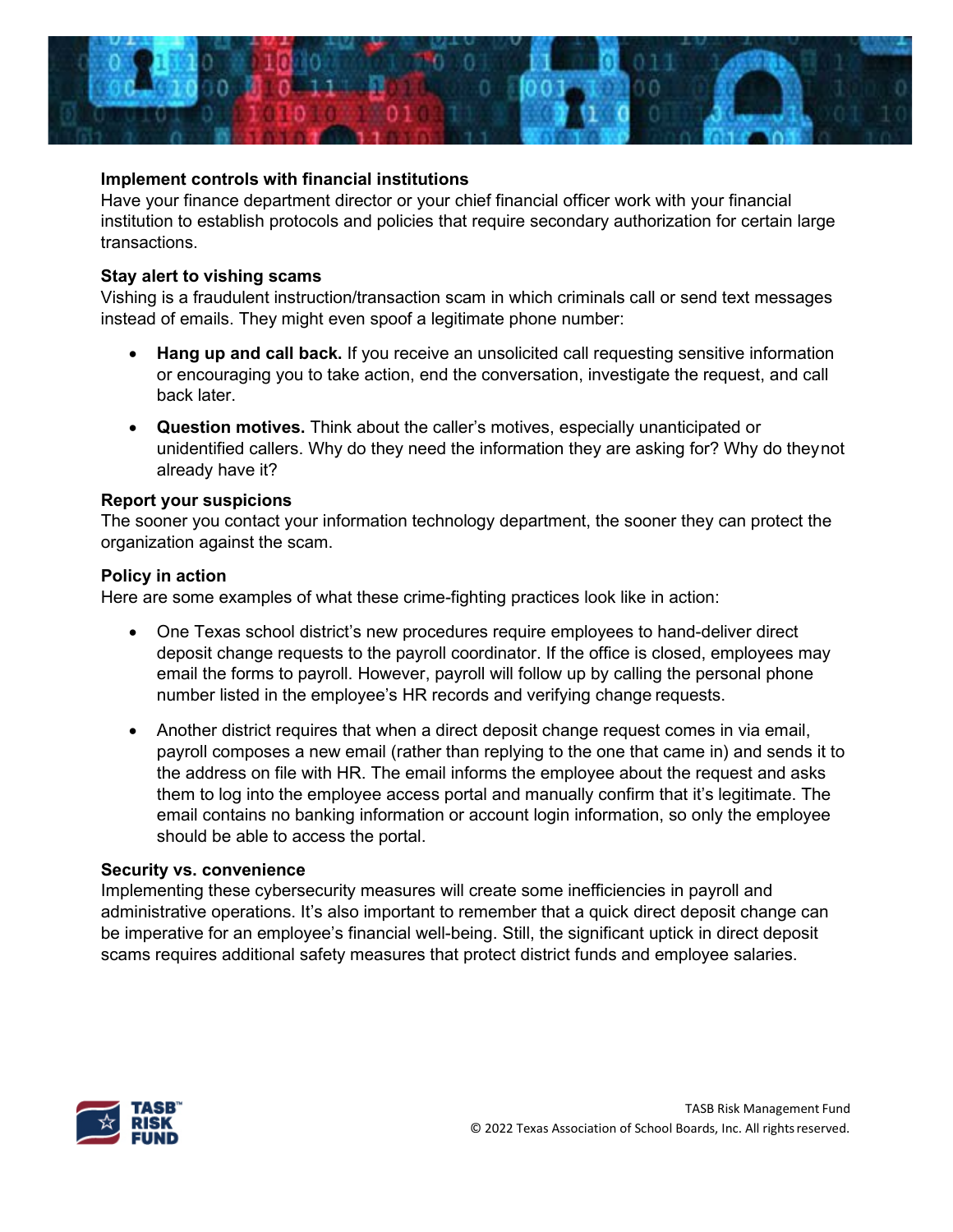**Implement controls with financial institutions**

Have your finance department director or your chief financial officer work with your financial institution to establish protocols and policies that require secondary authorization for certain large transactions.

**Stay alert to vishing scams**

Vishing is a fraudulent instruction/transaction scam in which criminals call or send text messages instead of emails. They might even spoof a legitimate phone number:

- **Hang up and call back.** If you receive an unsolicited call requesting sensitive information or encouraging you to take action, end the conversation, investigate the request, and call back later.
- **Question motives.** Think about the caller's motives, especially unanticipated or unidentified callers. Why do they need the information they are asking for? Why do theynot already have it?

**Report your suspicions**

The sooner you contact your information technology department, the sooner they can protect the organization against the scam.

**Policy in action**

Here are some examples of what these crime-fighting practices look like in action:

- One Texas school district's new procedures require employees to hand-deliver direct deposit change requests to the payroll coordinator. If the office is closed, employees may email the forms to payroll. However, payroll will follow up by calling the personal phone number listed in the employee's HR records and verifying change requests.
- Another district requires that when a direct deposit change request comes in via email, payroll composes a new email (rather than replying to the one that came in) and sends it to the address on file with HR. The email informs the employee about the request and asks them to log into the employee access portal and manually confirm that it's legitimate. The email contains no banking information or account login information, so only the employee should be able to access the portal.

**Security vs. convenience**

Implementing these cybersecurity measures will create some inefficiencies in payroll and administrative operations. It's also important to remember that a quick direct deposit change can be imperative for an employee's financial well-being. Still, the significant uptick in direct deposit scams requires additional safety measures that protect district funds and employee salaries.

TASB Risk Management Fund
© 2022 Texas Association of School Boards, Inc. All rights reserved.